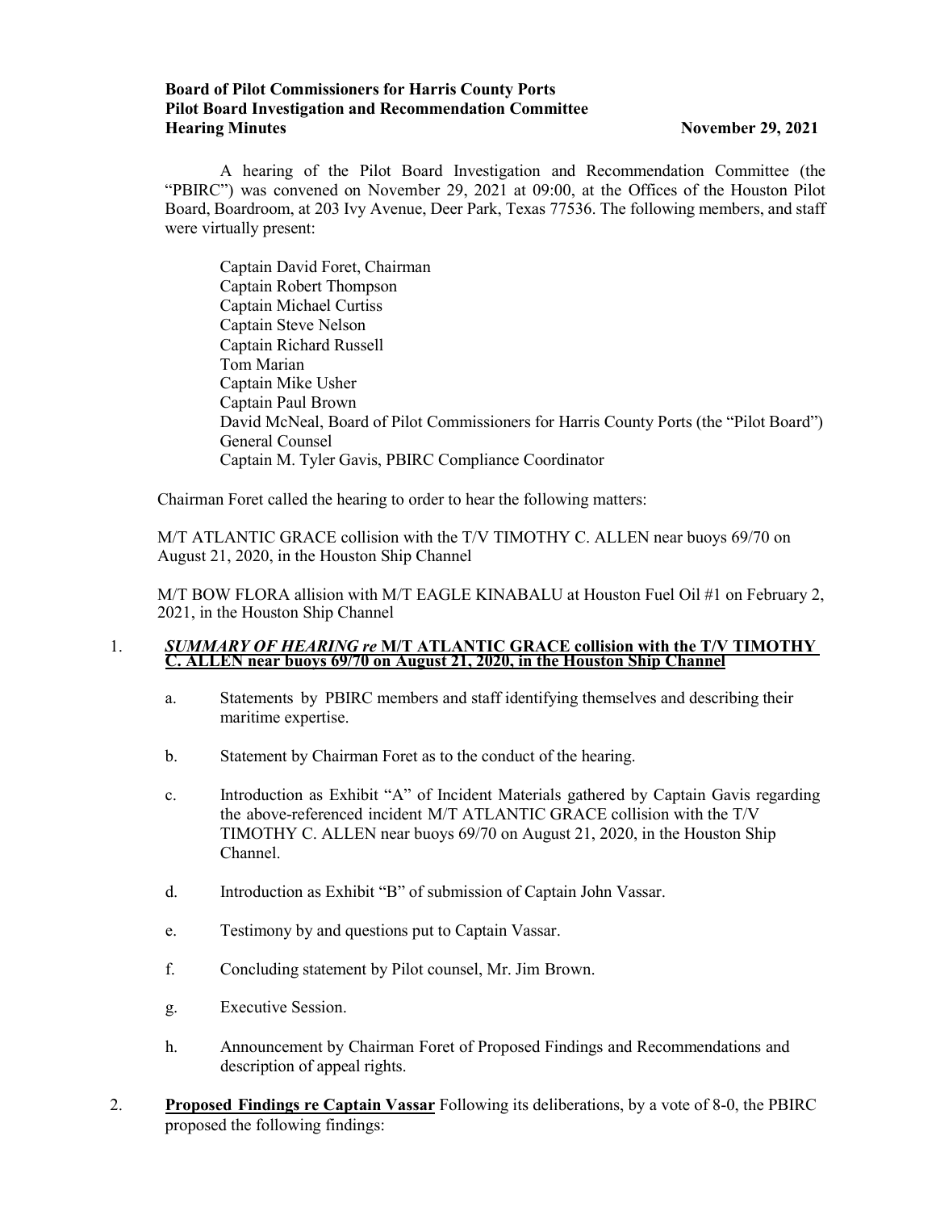**Board of Pilot Commissioners for Harris County Ports**
**Pilot Board Investigation and Recommendation Committee**
**Hearing Minutes** **November 29, 2021**

A hearing of the Pilot Board Investigation and Recommendation Committee (the "PBIRC") was convened on November 29, 2021 at 09:00, at the Offices of the Houston Pilot Board, Boardroom, at 203 Ivy Avenue, Deer Park, Texas 77536. The following members, and staff were virtually present:

Captain David Foret, Chairman
Captain Robert Thompson
Captain Michael Curtiss
Captain Steve Nelson
Captain Richard Russell
Tom Marian
Captain Mike Usher
Captain Paul Brown
David McNeal, Board of Pilot Commissioners for Harris County Ports (the "Pilot Board") General Counsel
Captain M. Tyler Gavis, PBIRC Compliance Coordinator

Chairman Foret called the hearing to order to hear the following matters:

M/T ATLANTIC GRACE collision with the T/V TIMOTHY C. ALLEN near buoys 69/70 on August 21, 2020, in the Houston Ship Channel

M/T BOW FLORA allision with M/T EAGLE KINABALU at Houston Fuel Oil #1 on February 2, 2021, in the Houston Ship Channel

1. ***SUMMARY OF HEARING re* M/T ATLANTIC GRACE collision with the T/V TIMOTHY C. ALLEN near buoys 69/70 on August 21, 2020, in the Houston Ship Channel**

   a. Statements by PBIRC members and staff identifying themselves and describing their maritime expertise.

   b. Statement by Chairman Foret as to the conduct of the hearing.

   c. Introduction as Exhibit "A" of Incident Materials gathered by Captain Gavis regarding the above-referenced incident M/T ATLANTIC GRACE collision with the T/V TIMOTHY C. ALLEN near buoys 69/70 on August 21, 2020, in the Houston Ship Channel.

   d. Introduction as Exhibit "B" of submission of Captain John Vassar.

   e. Testimony by and questions put to Captain Vassar.

   f. Concluding statement by Pilot counsel, Mr. Jim Brown.

   g. Executive Session.

   h. Announcement by Chairman Foret of Proposed Findings and Recommendations and description of appeal rights.

2. **Proposed Findings re Captain Vassar** Following its deliberations, by a vote of 8-0, the PBIRC proposed the following findings: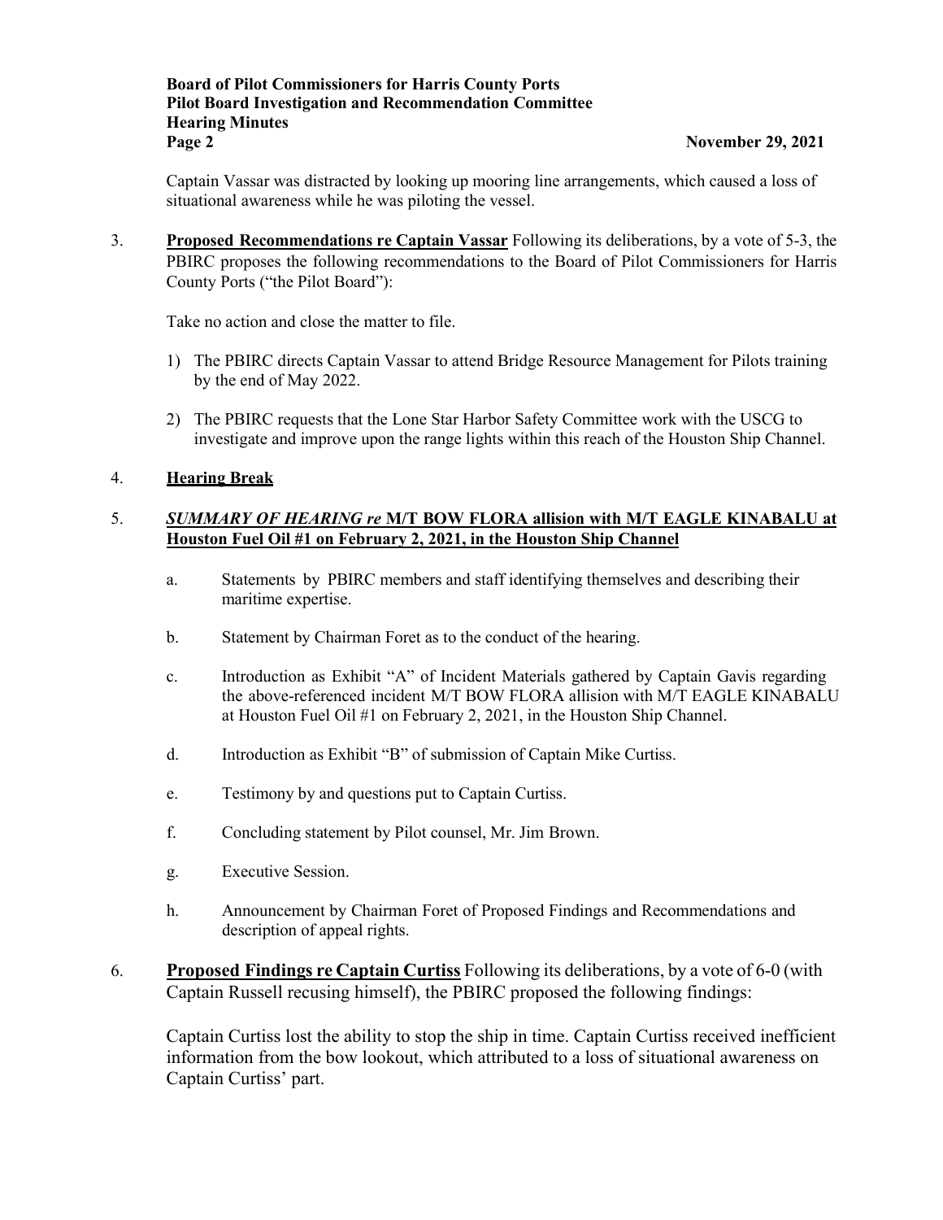Captain Vassar was distracted by looking up mooring line arrangements, which caused a loss of situational awareness while he was piloting the vessel.

3. **Proposed Recommendations re Captain Vassar** Following its deliberations, by a vote of 5-3, the PBIRC proposes the following recommendations to the Board of Pilot Commissioners for Harris County Ports ("the Pilot Board"):

   Take no action and close the matter to file.

   1) The PBIRC directs Captain Vassar to attend Bridge Resource Management for Pilots training by the end of May 2022.
   2) The PBIRC requests that the Lone Star Harbor Safety Committee work with the USCG to investigate and improve upon the range lights within this reach of the Houston Ship Channel.

4. **Hearing Break**

5. ***SUMMARY OF HEARING re* M/T BOW FLORA allision with M/T EAGLE KINABALU at Houston Fuel Oil #1 on February 2, 2021, in the Houston Ship Channel**

   a. Statements by PBIRC members and staff identifying themselves and describing their maritime expertise.

   b. Statement by Chairman Foret as to the conduct of the hearing.

   c. Introduction as Exhibit "A" of Incident Materials gathered by Captain Gavis regarding the above-referenced incident M/T BOW FLORA allision with M/T EAGLE KINABALU at Houston Fuel Oil #1 on February 2, 2021, in the Houston Ship Channel.

   d. Introduction as Exhibit "B" of submission of Captain Mike Curtiss.

   e. Testimony by and questions put to Captain Curtiss.

   f. Concluding statement by Pilot counsel, Mr. Jim Brown.

   g. Executive Session.

   h. Announcement by Chairman Foret of Proposed Findings and Recommendations and description of appeal rights.

6. **Proposed Findings re Captain Curtiss** Following its deliberations, by a vote of 6-0 (with Captain Russell recusing himself), the PBIRC proposed the following findings:

   Captain Curtiss lost the ability to stop the ship in time. Captain Curtiss received inefficient information from the bow lookout, which attributed to a loss of situational awareness on Captain Curtiss' part.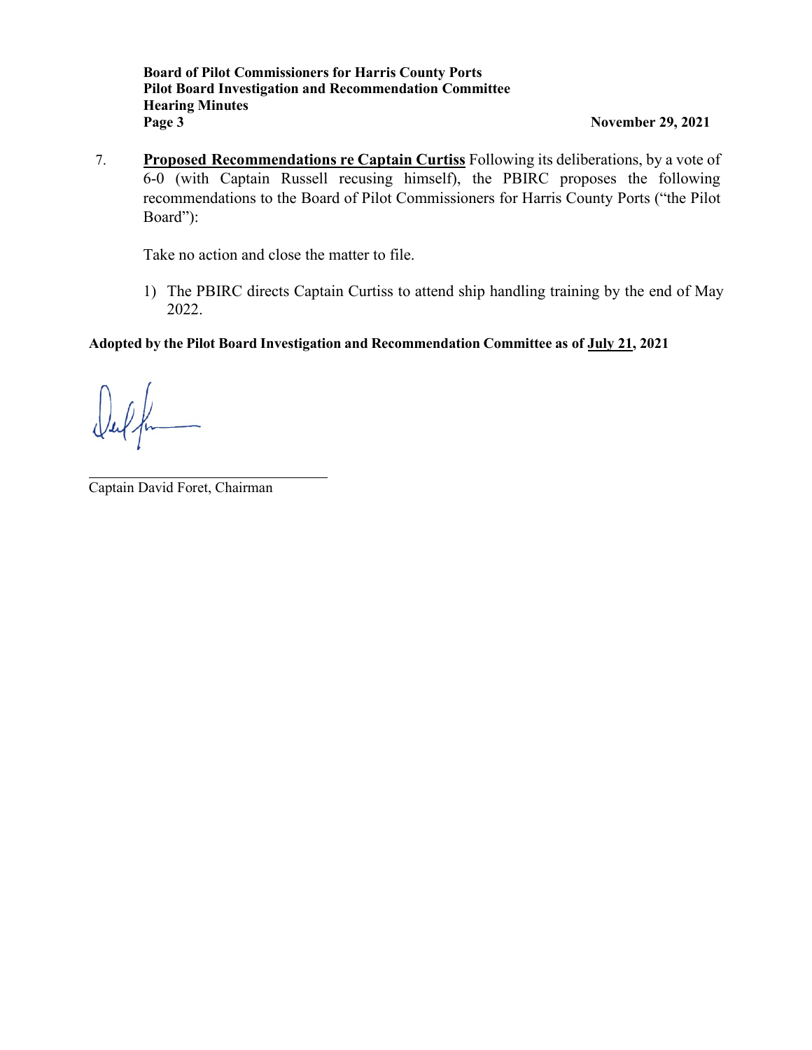7. **Proposed Recommendations re Captain Curtiss** Following its deliberations, by a vote of 6-0 (with Captain Russell recusing himself), the PBIRC proposes the following recommendations to the Board of Pilot Commissioners for Harris County Ports ("the Pilot Board"):

   Take no action and close the matter to file.

   1) The PBIRC directs Captain Curtiss to attend ship handling training by the end of May 2022.

**Adopted by the Pilot Board Investigation and Recommendation Committee as of July 21, 2021**

Captain David Foret, Chairman